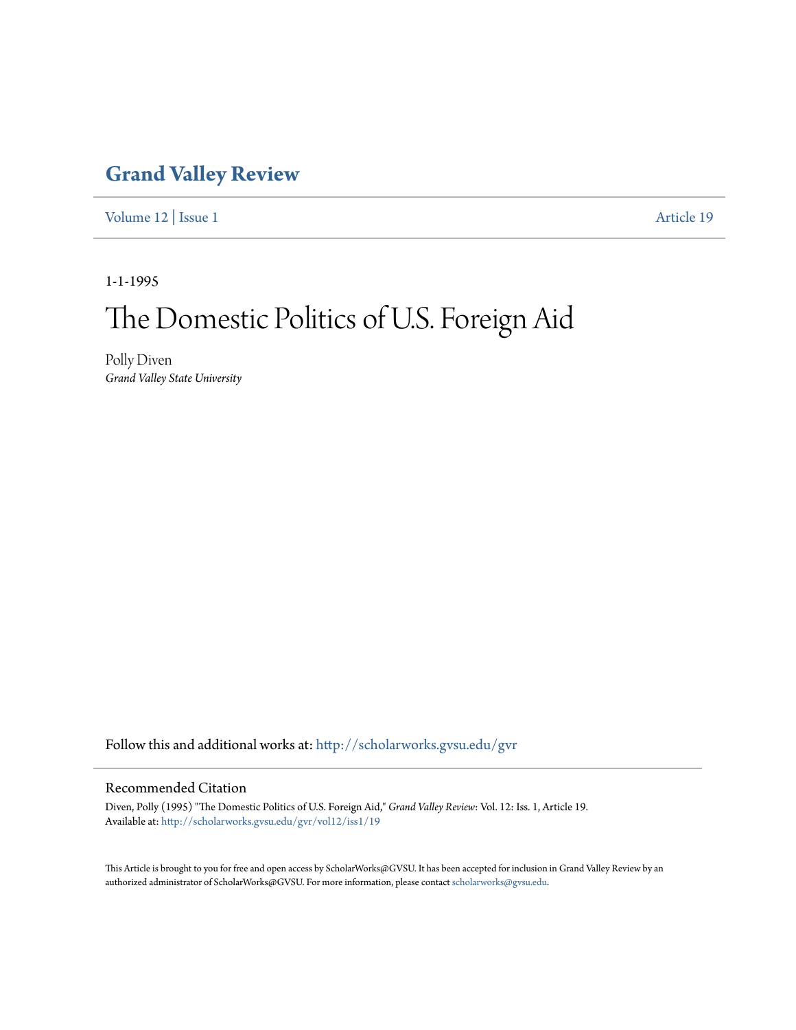# Grand Valley Review

Volume 12 | Issue 1 Article 19

1-1-1995

# The Domestic Politics of U.S. Foreign Aid

Polly Diven
*Grand Valley State University*

Follow this and additional works at: http://scholarworks.gvsu.edu/gvr

## Recommended Citation

Diven, Polly (1995) "The Domestic Politics of U.S. Foreign Aid," *Grand Valley Review*: Vol. 12: Iss. 1, Article 19.
Available at: http://scholarworks.gvsu.edu/gvr/vol12/iss1/19

This Article is brought to you for free and open access by ScholarWorks@GVSU. It has been accepted for inclusion in Grand Valley Review by an authorized administrator of ScholarWorks@GVSU. For more information, please contact scholarworks@gvsu.edu.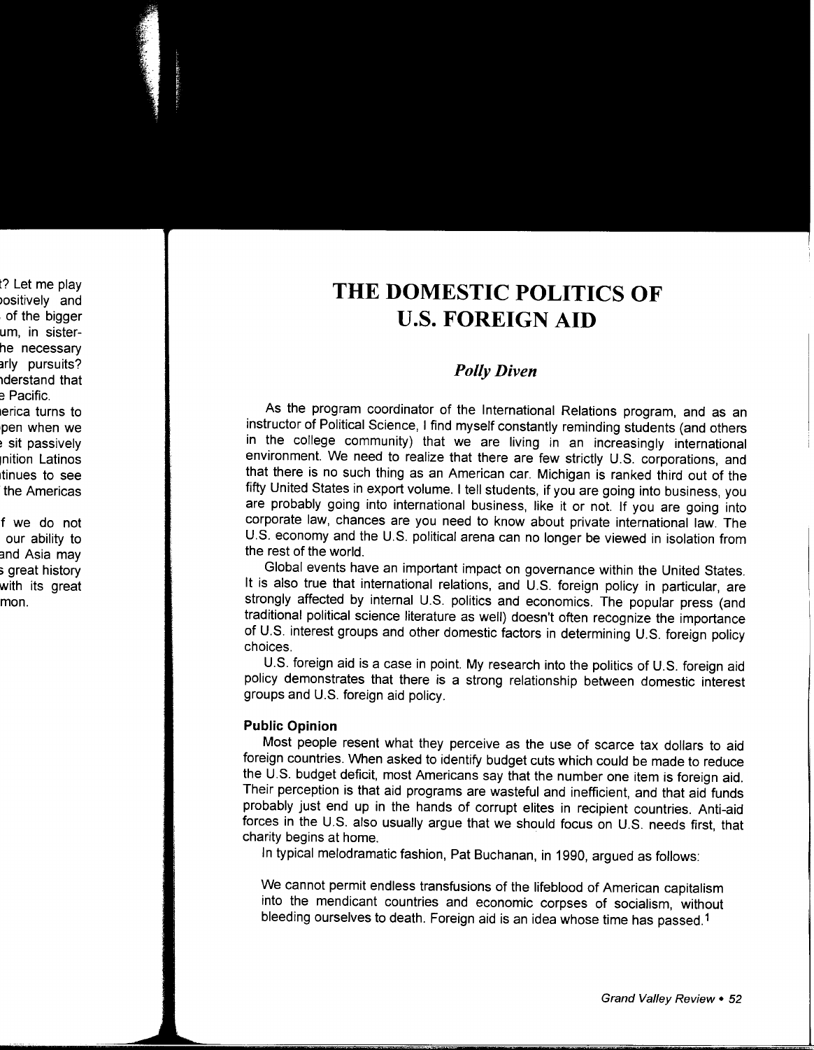# THE DOMESTIC POLITICS OF U.S. FOREIGN AID

### *Polly Diven*

As the program coordinator of the International Relations program, and as an instructor of Political Science, I find myself constantly reminding students (and others in the college community) that we are living in an increasingly international environment. We need to realize that there are few strictly U.S. corporations, and that there is no such thing as an American car. Michigan is ranked third out of the fifty United States in export volume. I tell students, if you are going into business, you are probably going into international business, like it or not. If you are going into corporate law, chances are you need to know about private international law. The U.S. economy and the U.S. political arena can no longer be viewed in isolation from the rest of the world.

Global events have an important impact on governance within the United States. It is also true that international relations, and U.S. foreign policy in particular, are strongly affected by internal U.S. politics and economics. The popular press (and traditional political science literature as well) doesn't often recognize the importance of U.S. interest groups and other domestic factors in determining U.S. foreign policy choices.

U.S. foreign aid is a case in point. My research into the politics of U.S. foreign aid policy demonstrates that there is a strong relationship between domestic interest groups and U.S. foreign aid policy.

**Public Opinion**

Most people resent what they perceive as the use of scarce tax dollars to aid foreign countries. When asked to identify budget cuts which could be made to reduce the U.S. budget deficit, most Americans say that the number one item is foreign aid. Their perception is that aid programs are wasteful and inefficient, and that aid funds probably just end up in the hands of corrupt elites in recipient countries. Anti-aid forces in the U.S. also usually argue that we should focus on U.S. needs first, that charity begins at home.

In typical melodramatic fashion, Pat Buchanan, in 1990, argued as follows:

> We cannot permit endless transfusions of the lifeblood of American capitalism into the mendicant countries and economic corpses of socialism, without bleeding ourselves to death. Foreign aid is an idea whose time has passed.[1]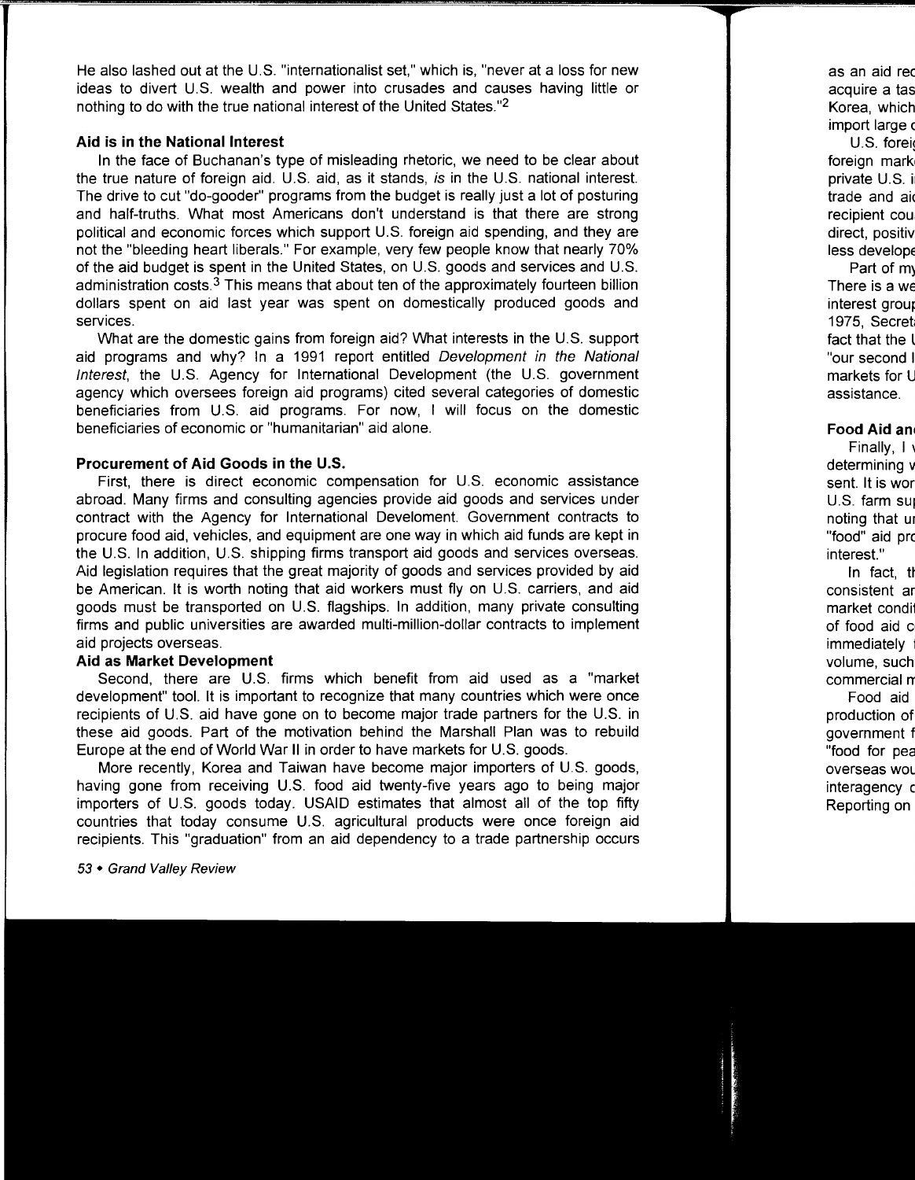He also lashed out at the U.S. "internationalist set," which is, "never at a loss for new ideas to divert U.S. wealth and power into crusades and causes having little or nothing to do with the true national interest of the United States."[2]

**Aid is in the National Interest**

In the face of Buchanan's type of misleading rhetoric, we need to be clear about the true nature of foreign aid. U.S. aid, as it stands, *is* in the U.S. national interest. The drive to cut "do-gooder" programs from the budget is really just a lot of posturing and half-truths. What most Americans don't understand is that there are strong political and economic forces which support U.S. foreign aid spending, and they are not the "bleeding heart liberals." For example, very few people know that nearly 70% of the aid budget is spent in the United States, on U.S. goods and services and U.S. administration costs.[3] This means that about ten of the approximately fourteen billion dollars spent on aid last year was spent on domestically produced goods and services.

What are the domestic gains from foreign aid? What interests in the U.S. support aid programs and why? In a 1991 report entitled *Development in the National Interest*, the U.S. Agency for International Development (the U.S. government agency which oversees foreign aid programs) cited several categories of domestic beneficiaries from U.S. aid programs. For now, I will focus on the domestic beneficiaries of economic or "humanitarian" aid alone.

**Procurement of Aid Goods in the U.S.**

First, there is direct economic compensation for U.S. economic assistance abroad. Many firms and consulting agencies provide aid goods and services under contract with the Agency for International Develoment. Government contracts to procure food aid, vehicles, and equipment are one way in which aid funds are kept in the U.S. In addition, U.S. shipping firms transport aid goods and services overseas. Aid legislation requires that the great majority of goods and services provided by aid be American. It is worth noting that aid workers must fly on U.S. carriers, and aid goods must be transported on U.S. flagships. In addition, many private consulting firms and public universities are awarded multi-million-dollar contracts to implement aid projects overseas.

**Aid as Market Development**

Second, there are U.S. firms which benefit from aid used as a "market development" tool. It is important to recognize that many countries which were once recipients of U.S. aid have gone on to become major trade partners for the U.S. in these aid goods. Part of the motivation behind the Marshall Plan was to rebuild Europe at the end of World War II in order to have markets for U.S. goods.

More recently, Korea and Taiwan have become major importers of U.S. goods, having gone from receiving U.S. food aid twenty-five years ago to being major importers of U.S. goods today. USAID estimates that almost all of the top fifty countries that today consume U.S. agricultural products were once foreign aid recipients. This "graduation" from an aid dependency to a trade partnership occurs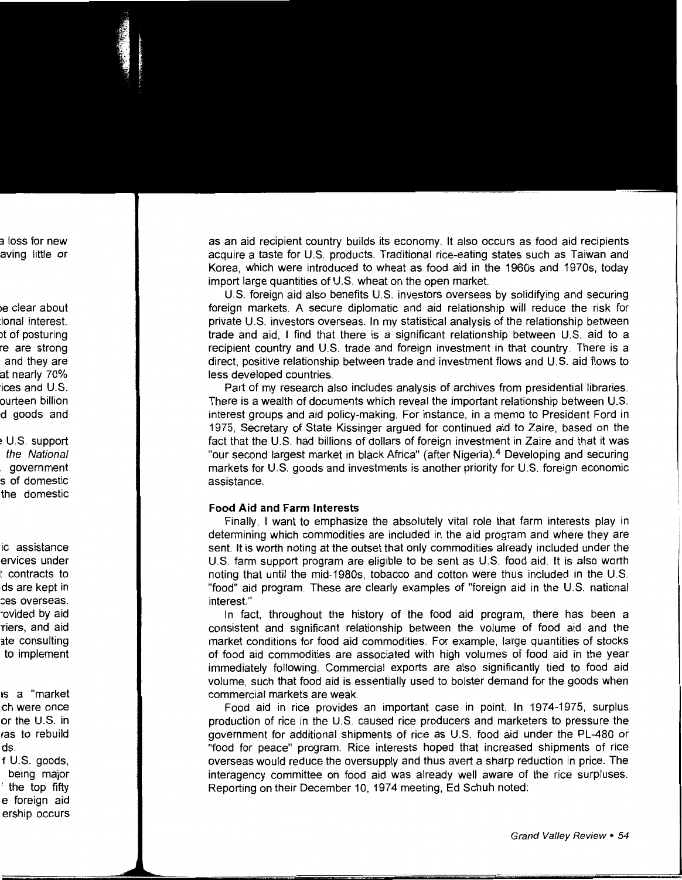as an aid recipient country builds its economy. It also occurs as food aid recipients acquire a taste for U.S. products. Traditional rice-eating states such as Taiwan and Korea, which were introduced to wheat as food aid in the 1960s and 1970s, today import large quantities of U.S. wheat on the open market.

U.S. foreign aid also benefits U.S. investors overseas by solidifying and securing foreign markets. A secure diplomatic and aid relationship will reduce the risk for private U.S. investors overseas. In my statistical analysis of the relationship between trade and aid, I find that there is a significant relationship between U.S. aid to a recipient country and U.S. trade and foreign investment in that country. There is a direct, positive relationship between trade and investment flows and U.S. aid flows to less developed countries.

Part of my research also includes analysis of archives from presidential libraries. There is a wealth of documents which reveal the important relationship between U.S. interest groups and aid policy-making. For instance, in a memo to President Ford in 1975, Secretary of State Kissinger argued for continued aid to Zaire, based on the fact that the U.S. had billions of dollars of foreign investment in Zaire and that it was "our second largest market in black Africa" (after Nigeria).[4] Developing and securing markets for U.S. goods and investments is another priority for U.S. foreign economic assistance.

**Food Aid and Farm Interests**

Finally, I want to emphasize the absolutely vital role that farm interests play in determining which commodities are included in the aid program and where they are sent. It is worth noting at the outset that only commodities already included under the U.S. farm support program are eligible to be sent as U.S. food aid. It is also worth noting that until the mid-1980s, tobacco and cotton were thus included in the U.S. "food" aid program. These are clearly examples of "foreign aid in the U.S. national interest."

In fact, throughout the history of the food aid program, there has been a consistent and significant relationship between the volume of food aid and the market conditions for food aid commodities. For example, large quantities of stocks of food aid commodities are associated with high volumes of food aid in the year immediately following. Commercial exports are also significantly tied to food aid volume, such that food aid is essentially used to bolster demand for the goods when commercial markets are weak.

Food aid in rice provides an important case in point. In 1974-1975, surplus production of rice in the U.S. caused rice producers and marketers to pressure the government for additional shipments of rice as U.S. food aid under the PL-480 or "food for peace" program. Rice interests hoped that increased shipments of rice overseas would reduce the oversupply and thus avert a sharp reduction in price. The interagency committee on food aid was already well aware of the rice surpluses. Reporting on their December 10, 1974 meeting, Ed Schuh noted: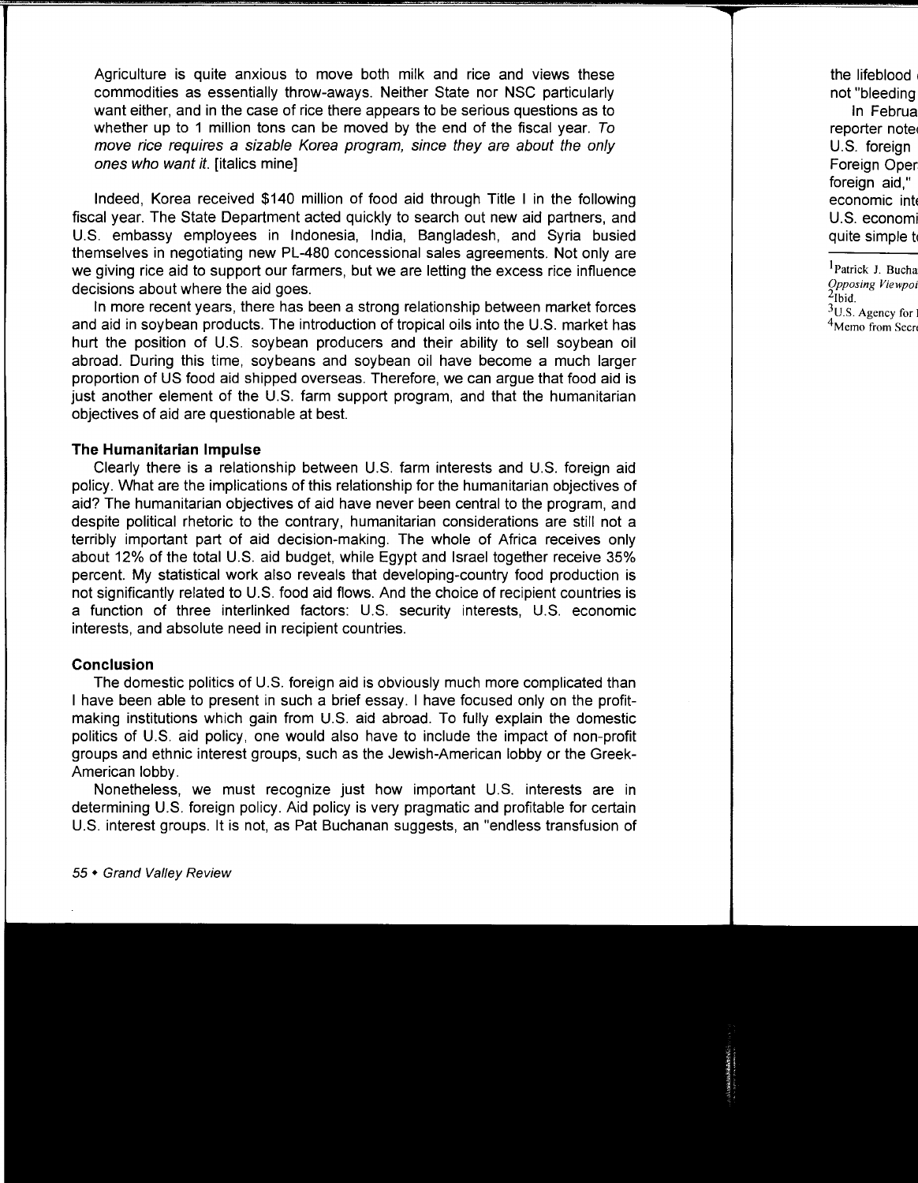Agriculture is quite anxious to move both milk and rice and views these commodities as essentially throw-aways. Neither State nor NSC particularly want either, and in the case of rice there appears to be serious questions as to whether up to 1 million tons can be moved by the end of the fiscal year. *To move rice requires a sizable Korea program, since they are about the only ones who want it.* [italics mine]

Indeed, Korea received $140 million of food aid through Title I in the following fiscal year. The State Department acted quickly to search out new aid partners, and U.S. embassy employees in Indonesia, India, Bangladesh, and Syria busied themselves in negotiating new PL-480 concessional sales agreements. Not only are we giving rice aid to support our farmers, but we are letting the excess rice influence decisions about where the aid goes.

In more recent years, there has been a strong relationship between market forces and aid in soybean products. The introduction of tropical oils into the U.S. market has hurt the position of U.S. soybean producers and their ability to sell soybean oil abroad. During this time, soybeans and soybean oil have become a much larger proportion of US food aid shipped overseas. Therefore, we can argue that food aid is just another element of the U.S. farm support program, and that the humanitarian objectives of aid are questionable at best.

### The Humanitarian Impulse

Clearly there is a relationship between U.S. farm interests and U.S. foreign aid policy. What are the implications of this relationship for the humanitarian objectives of aid? The humanitarian objectives of aid have never been central to the program, and despite political rhetoric to the contrary, humanitarian considerations are still not a terribly important part of aid decision-making. The whole of Africa receives only about 12% of the total U.S. aid budget, while Egypt and Israel together receive 35% percent. My statistical work also reveals that developing-country food production is not significantly related to U.S. food aid flows. And the choice of recipient countries is a function of three interlinked factors: U.S. security interests, U.S. economic interests, and absolute need in recipient countries.

### Conclusion

The domestic politics of U.S. foreign aid is obviously much more complicated than I have been able to present in such a brief essay. I have focused only on the profit-making institutions which gain from U.S. aid abroad. To fully explain the domestic politics of U.S. aid policy, one would also have to include the impact of non-profit groups and ethnic interest groups, such as the Jewish-American lobby or the Greek-American lobby.

Nonetheless, we must recognize just how important U.S. interests are in determining U.S. foreign policy. Aid policy is very pragmatic and profitable for certain U.S. interest groups. It is not, as Pat Buchanan suggests, an "endless transfusion of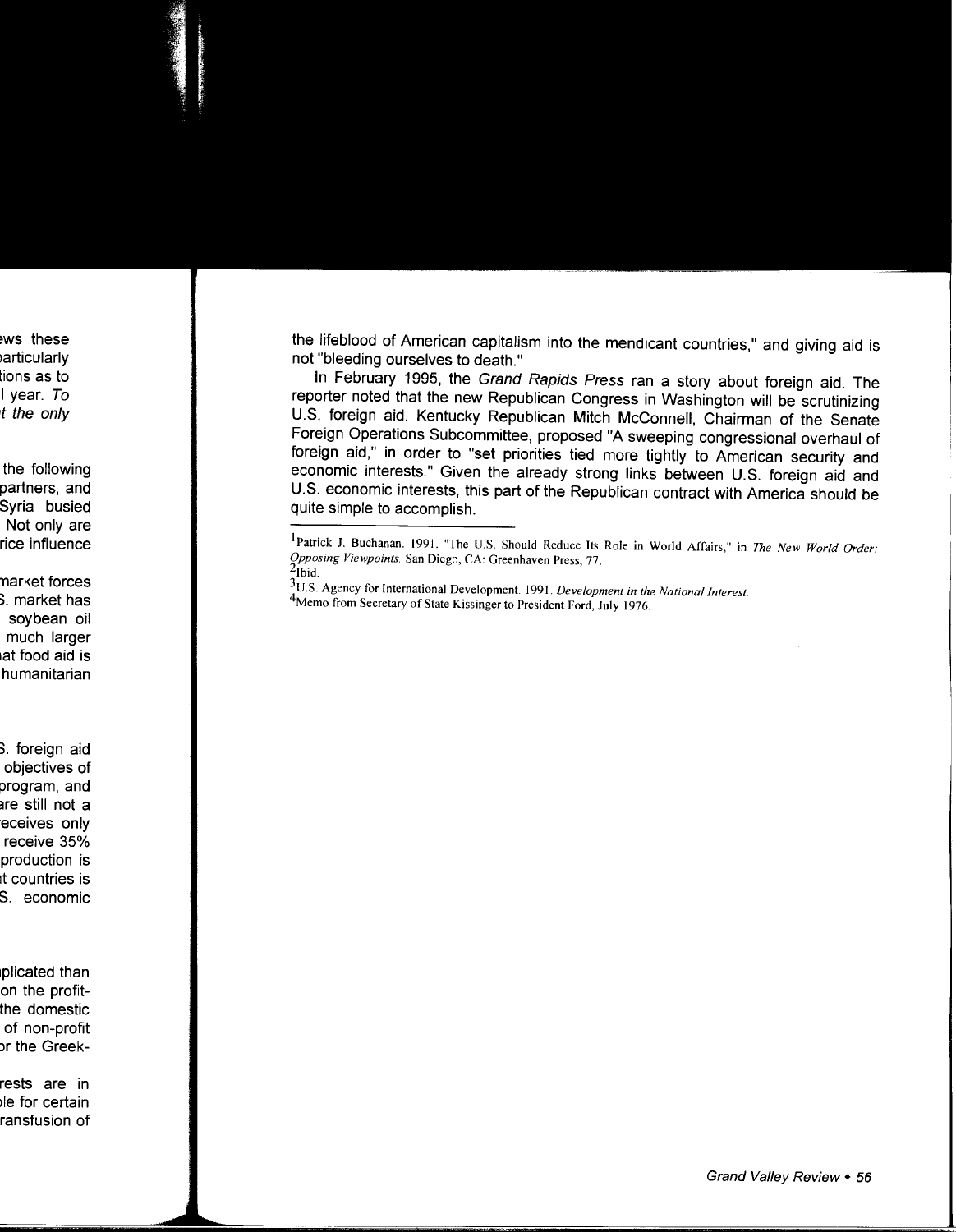the lifeblood of American capitalism into the mendicant countries," and giving aid is not "bleeding ourselves to death."

In February 1995, the *Grand Rapids Press* ran a story about foreign aid. The reporter noted that the new Republican Congress in Washington will be scrutinizing U.S. foreign aid. Kentucky Republican Mitch McConnell, Chairman of the Senate Foreign Operations Subcommittee, proposed "A sweeping congressional overhaul of foreign aid," in order to "set priorities tied more tightly to American security and economic interests." Given the already strong links between U.S. foreign aid and U.S. economic interests, this part of the Republican contract with America should be quite simple to accomplish.

---

[1] Patrick J. Buchanan. 1991. "The U.S. Should Reduce Its Role in World Affairs," in *The New World Order: Opposing Viewpoints*. San Diego, CA: Greenhaven Press, 77.

[2] Ibid.

[3] U.S. Agency for International Development. 1991. *Development in the National Interest.*

[4] Memo from Secretary of State Kissinger to President Ford, July 1976.